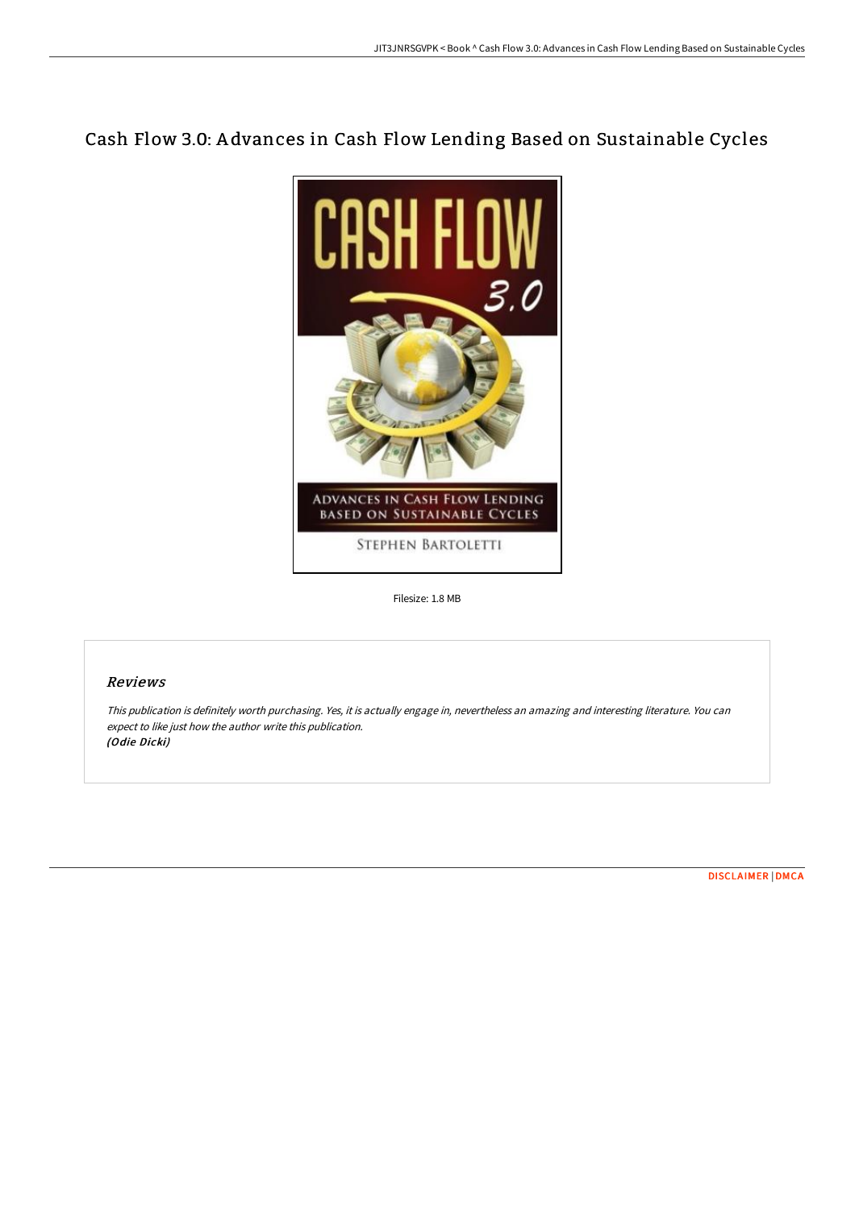# Cash Flow 3.0: Advances in Cash Flow Lending Based on Sustainable Cycles

Filesize: 1.8 MB

## *Reviews*

*This publication is definitely worth purchasing. Yes, it is actually engage in, nevertheless an amazing and interesting literature. You can expect to like just how the author write this publication.*
***(Odie Dicki)***

DISCLAIMER | DMCA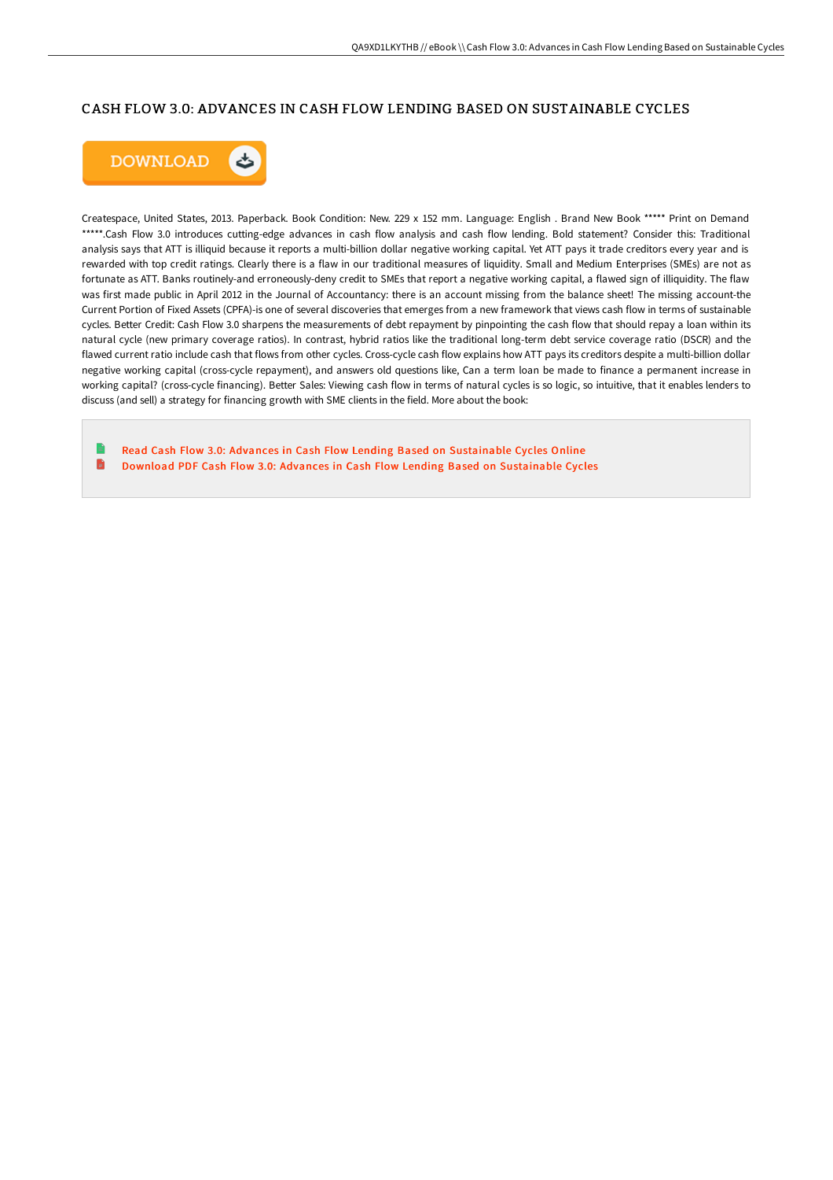# CASH FLOW 3.0: ADVANCES IN CASH FLOW LENDING BASED ON SUSTAINABLE CYCLES

Createspace, United States, 2013. Paperback. Book Condition: New. 229 x 152 mm. Language: English . Brand New Book ***** Print on Demand *****.Cash Flow 3.0 introduces cutting-edge advances in cash flow analysis and cash flow lending. Bold statement? Consider this: Traditional analysis says that ATT is illiquid because it reports a multi-billion dollar negative working capital. Yet ATT pays it trade creditors every year and is rewarded with top credit ratings. Clearly there is a flaw in our traditional measures of liquidity. Small and Medium Enterprises (SMEs) are not as fortunate as ATT. Banks routinely-and erroneously-deny credit to SMEs that report a negative working capital, a flawed sign of illiquidity. The flaw was first made public in April 2012 in the Journal of Accountancy: there is an account missing from the balance sheet! The missing account-the Current Portion of Fixed Assets (CPFA)-is one of several discoveries that emerges from a new framework that views cash flow in terms of sustainable cycles. Better Credit: Cash Flow 3.0 sharpens the measurements of debt repayment by pinpointing the cash flow that should repay a loan within its natural cycle (new primary coverage ratios). In contrast, hybrid ratios like the traditional long-term debt service coverage ratio (DSCR) and the flawed current ratio include cash that flows from other cycles. Cross-cycle cash flow explains how ATT pays its creditors despite a multi-billion dollar negative working capital (cross-cycle repayment), and answers old questions like, Can a term loan be made to finance a permanent increase in working capital? (cross-cycle financing). Better Sales: Viewing cash flow in terms of natural cycles is so logic, so intuitive, that it enables lenders to discuss (and sell) a strategy for financing growth with SME clients in the field. More about the book:

- Read Cash Flow 3.0: Advances in Cash Flow Lending Based on Sustainable Cycles Online
- Download PDF Cash Flow 3.0: Advances in Cash Flow Lending Based on Sustainable Cycles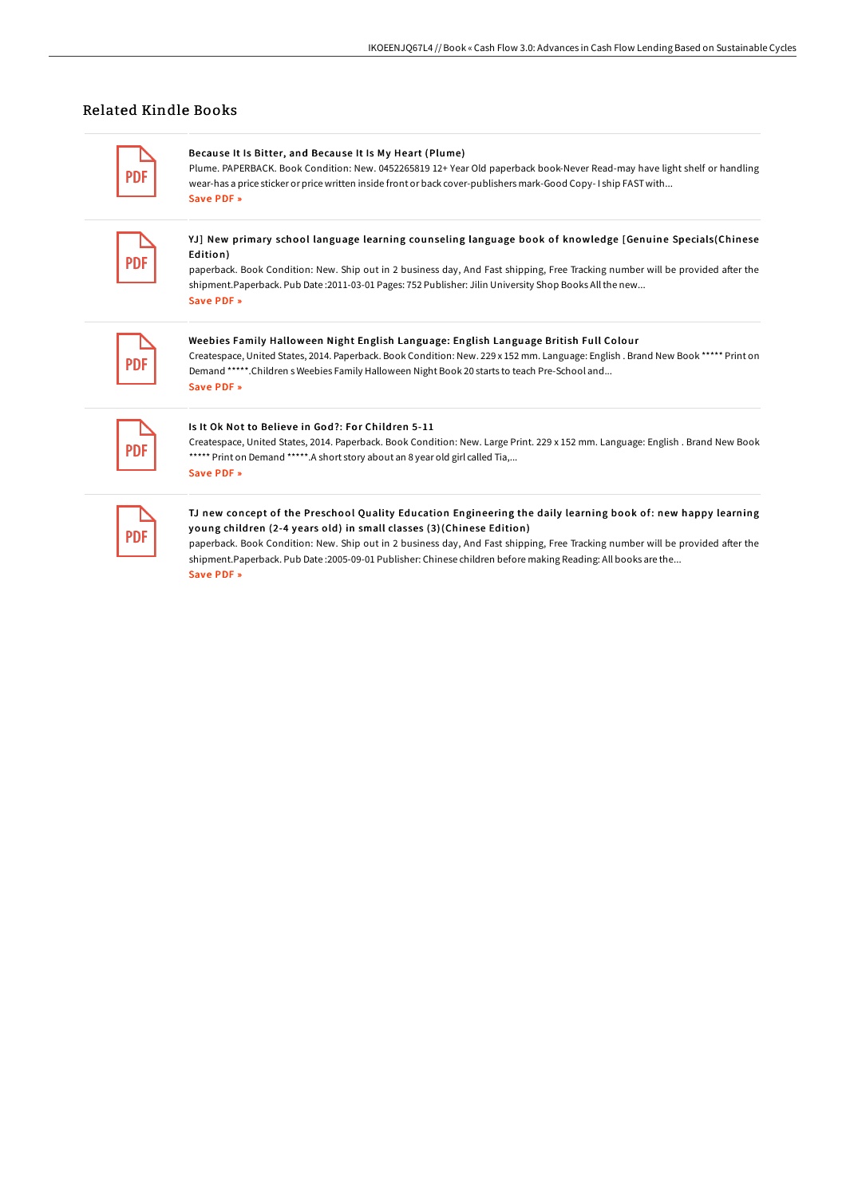## Related Kindle Books

### Because It Is Bitter, and Because It Is My Heart (Plume)

Plume. PAPERBACK. Book Condition: New. 0452265819 12+ Year Old paperback book-Never Read-may have light shelf or handling wear-has a price sticker or price written inside front or back cover-publishers mark-Good Copy- I ship FAST with...

Save PDF »

### YJ] New primary school language learning counseling language book of knowledge [Genuine Specials(Chinese Edition)

paperback. Book Condition: New. Ship out in 2 business day, And Fast shipping, Free Tracking number will be provided after the shipment.Paperback. Pub Date :2011-03-01 Pages: 752 Publisher: Jilin University Shop Books All the new...

Save PDF »

### Weebies Family Halloween Night English Language: English Language British Full Colour

Createspace, United States, 2014. Paperback. Book Condition: New. 229 x 152 mm. Language: English . Brand New Book ***** Print on Demand *****.Children s Weebies Family Halloween Night Book 20 starts to teach Pre-School and...

Save PDF »

### Is It Ok Not to Believe in God?: For Children 5-11

Createspace, United States, 2014. Paperback. Book Condition: New. Large Print. 229 x 152 mm. Language: English . Brand New Book ***** Print on Demand *****.A short story about an 8 year old girl called Tia,...

Save PDF »

### TJ new concept of the Preschool Quality Education Engineering the daily learning book of: new happy learning young children (2-4 years old) in small classes (3)(Chinese Edition)

paperback. Book Condition: New. Ship out in 2 business day, And Fast shipping, Free Tracking number will be provided after the shipment.Paperback. Pub Date :2005-09-01 Publisher: Chinese children before making Reading: All books are the...

Save PDF »